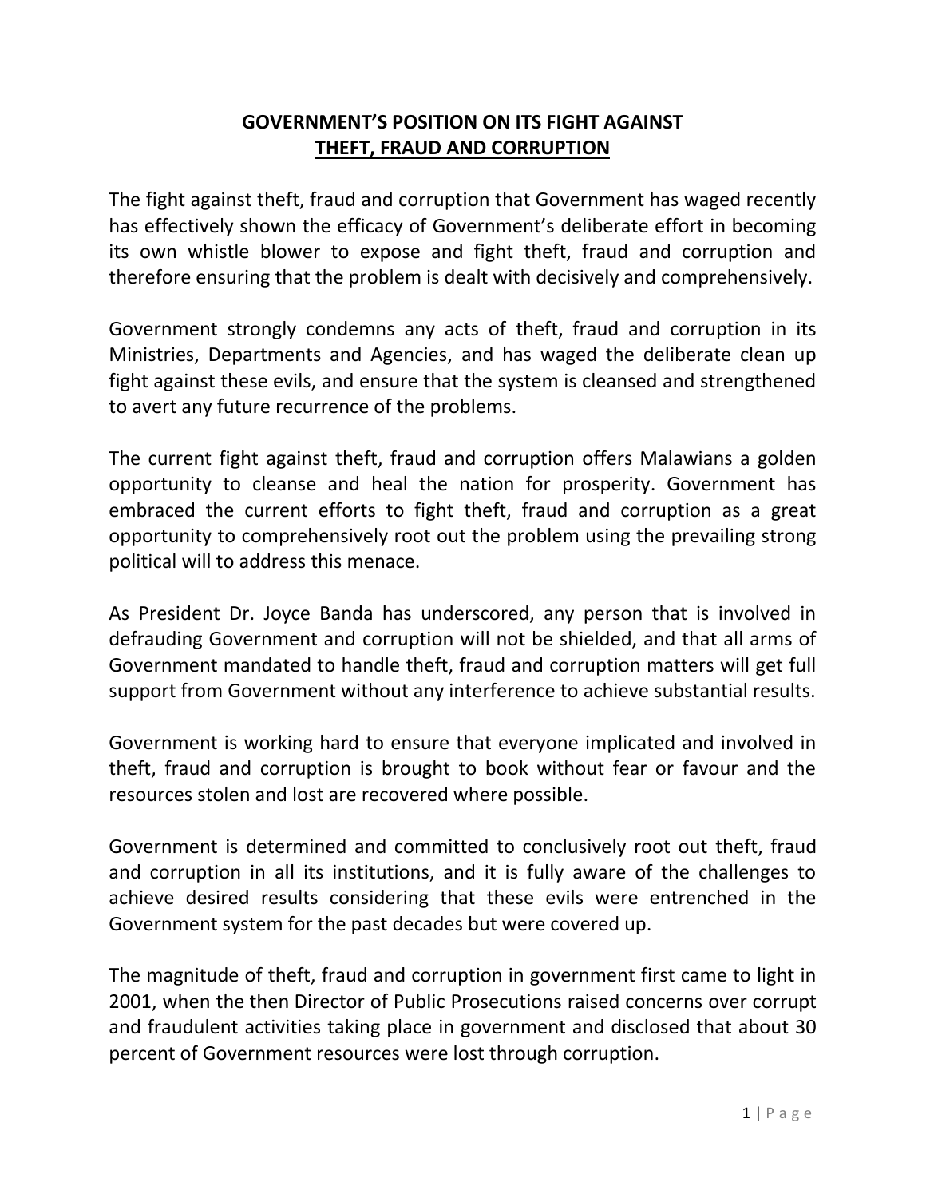# GOVERNMENT'S POSITION ON ITS FIGHT AGAINST THEFT, FRAUD AND CORRUPTION

The fight against theft, fraud and corruption that Government has waged recently has effectively shown the efficacy of Government's deliberate effort in becoming its own whistle blower to expose and fight theft, fraud and corruption and therefore ensuring that the problem is dealt with decisively and comprehensively.

Government strongly condemns any acts of theft, fraud and corruption in its Ministries, Departments and Agencies, and has waged the deliberate clean up fight against these evils, and ensure that the system is cleansed and strengthened to avert any future recurrence of the problems.

The current fight against theft, fraud and corruption offers Malawians a golden opportunity to cleanse and heal the nation for prosperity. Government has embraced the current efforts to fight theft, fraud and corruption as a great opportunity to comprehensively root out the problem using the prevailing strong political will to address this menace.

As President Dr. Joyce Banda has underscored, any person that is involved in defrauding Government and corruption will not be shielded, and that all arms of Government mandated to handle theft, fraud and corruption matters will get full support from Government without any interference to achieve substantial results.

Government is working hard to ensure that everyone implicated and involved in theft, fraud and corruption is brought to book without fear or favour and the resources stolen and lost are recovered where possible.

Government is determined and committed to conclusively root out theft, fraud and corruption in all its institutions, and it is fully aware of the challenges to achieve desired results considering that these evils were entrenched in the Government system for the past decades but were covered up.

The magnitude of theft, fraud and corruption in government first came to light in 2001, when the then Director of Public Prosecutions raised concerns over corrupt and fraudulent activities taking place in government and disclosed that about 30 percent of Government resources were lost through corruption.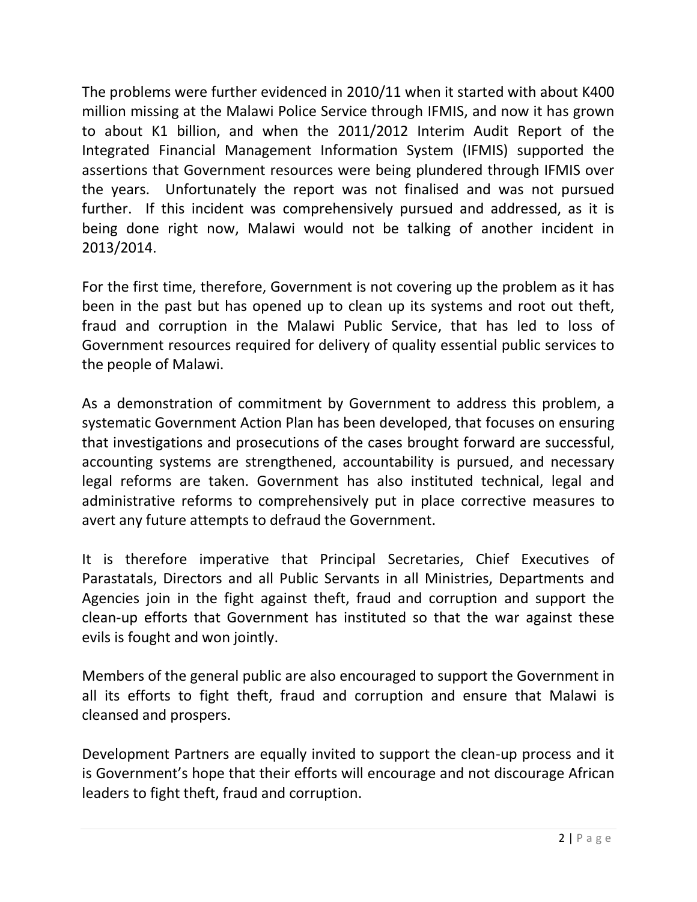The problems were further evidenced in 2010/11 when it started with about K400 million missing at the Malawi Police Service through IFMIS, and now it has grown to about K1 billion, and when the 2011/2012 Interim Audit Report of the Integrated Financial Management Information System (IFMIS) supported the assertions that Government resources were being plundered through IFMIS over the years. Unfortunately the report was not finalised and was not pursued further. If this incident was comprehensively pursued and addressed, as it is being done right now, Malawi would not be talking of another incident in 2013/2014.

For the first time, therefore, Government is not covering up the problem as it has been in the past but has opened up to clean up its systems and root out theft, fraud and corruption in the Malawi Public Service, that has led to loss of Government resources required for delivery of quality essential public services to the people of Malawi.

As a demonstration of commitment by Government to address this problem, a systematic Government Action Plan has been developed, that focuses on ensuring that investigations and prosecutions of the cases brought forward are successful, accounting systems are strengthened, accountability is pursued, and necessary legal reforms are taken. Government has also instituted technical, legal and administrative reforms to comprehensively put in place corrective measures to avert any future attempts to defraud the Government.

It is therefore imperative that Principal Secretaries, Chief Executives of Parastatals, Directors and all Public Servants in all Ministries, Departments and Agencies join in the fight against theft, fraud and corruption and support the clean-up efforts that Government has instituted so that the war against these evils is fought and won jointly.

Members of the general public are also encouraged to support the Government in all its efforts to fight theft, fraud and corruption and ensure that Malawi is cleansed and prospers.

Development Partners are equally invited to support the clean-up process and it is Government's hope that their efforts will encourage and not discourage African leaders to fight theft, fraud and corruption.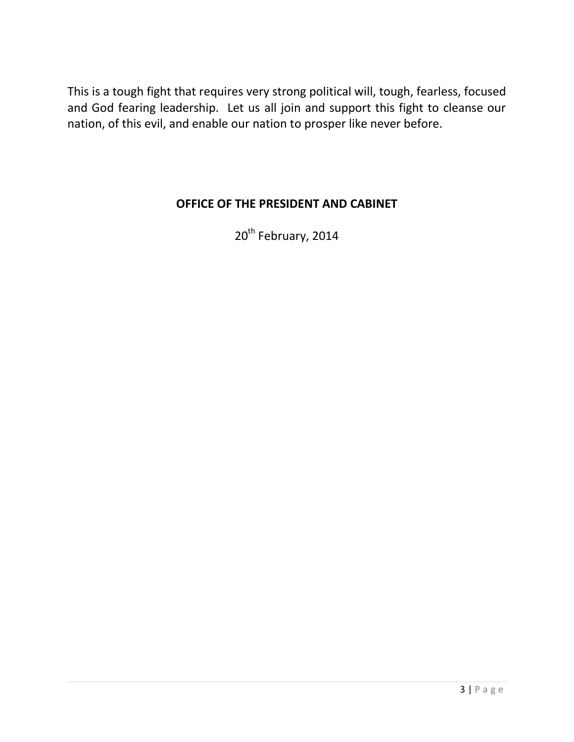This is a tough fight that requires very strong political will, tough, fearless, focused and God fearing leadership. Let us all join and support this fight to cleanse our nation, of this evil, and enable our nation to prosper like never before.

**OFFICE OF THE PRESIDENT AND CABINET**

20th February, 2014